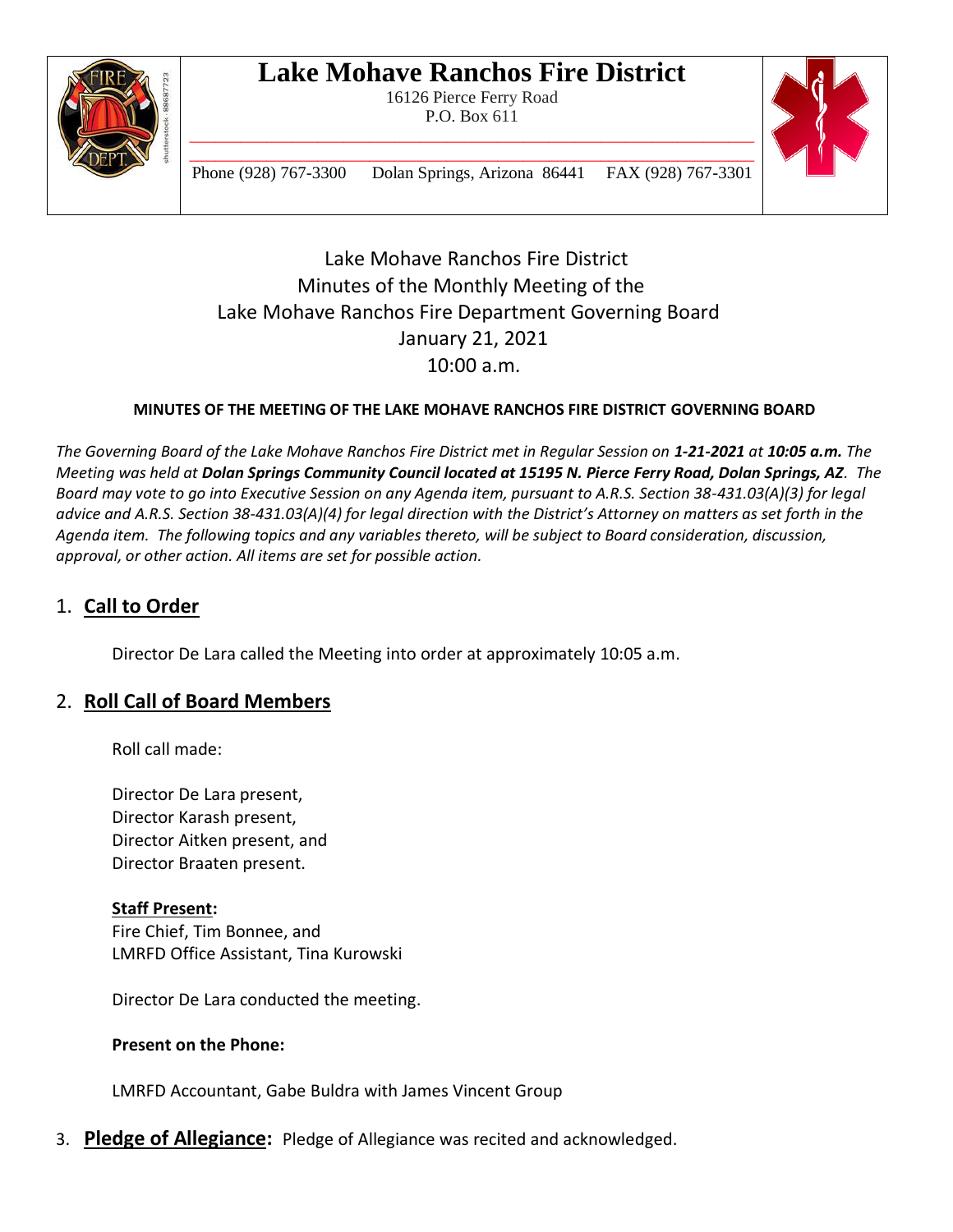# Lake Mohave Ranchos Fire District

16126 Pierce Ferry Road
P.O. Box 611

Phone (928) 767-3300 Dolan Springs, Arizona 86441 FAX (928) 767-3301

Lake Mohave Ranchos Fire District
Minutes of the Monthly Meeting of the
Lake Mohave Ranchos Fire Department Governing Board
January 21, 2021
10:00 a.m.

**MINUTES OF THE MEETING OF THE LAKE MOHAVE RANCHOS FIRE DISTRICT GOVERNING BOARD**

*The Governing Board of the Lake Mohave Ranchos Fire District met in Regular Session on **1-21-2021** at **10:05 a.m.** The Meeting was held at **Dolan Springs Community Council located at 15195 N. Pierce Ferry Road, Dolan Springs, AZ**. The Board may vote to go into Executive Session on any Agenda item, pursuant to A.R.S. Section 38-431.03(A)(3) for legal advice and A.R.S. Section 38-431.03(A)(4) for legal direction with the District's Attorney on matters as set forth in the Agenda item. The following topics and any variables thereto, will be subject to Board consideration, discussion, approval, or other action. All items are set for possible action.*

## 1. Call to Order

Director De Lara called the Meeting into order at approximately 10:05 a.m.

## 2. Roll Call of Board Members

Roll call made:

Director De Lara present,
Director Karash present,
Director Aitken present, and
Director Braaten present.

**Staff Present:**
Fire Chief, Tim Bonnee, and
LMRFD Office Assistant, Tina Kurowski

Director De Lara conducted the meeting.

**Present on the Phone:**

LMRFD Accountant, Gabe Buldra with James Vincent Group

## 3. Pledge of Allegiance:

Pledge of Allegiance was recited and acknowledged.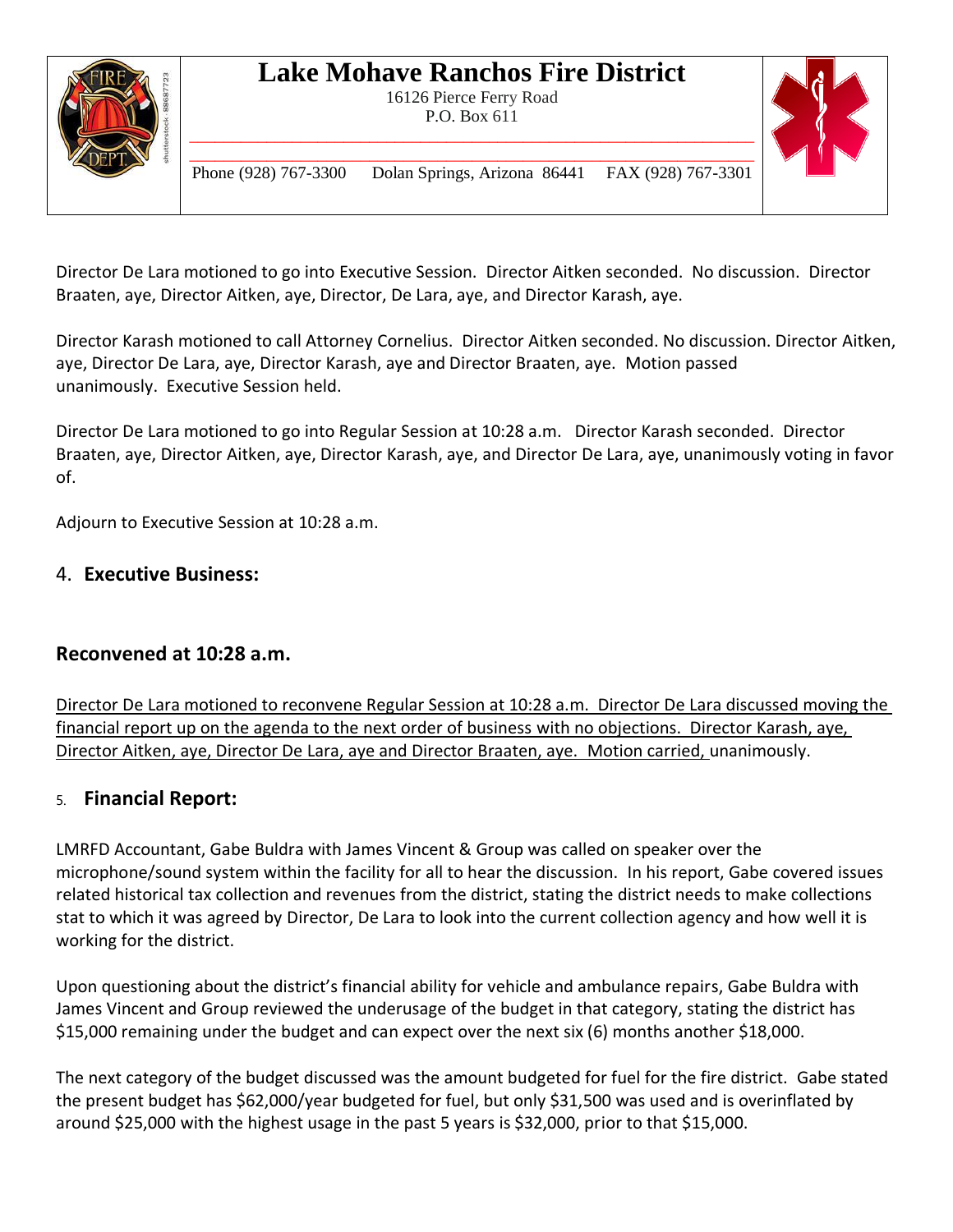Director De Lara motioned to go into Executive Session. Director Aitken seconded. No discussion. Director Braaten, aye, Director Aitken, aye, Director, De Lara, aye, and Director Karash, aye.

Director Karash motioned to call Attorney Cornelius. Director Aitken seconded. No discussion. Director Aitken, aye, Director De Lara, aye, Director Karash, aye and Director Braaten, aye. Motion passed unanimously. Executive Session held.

Director De Lara motioned to go into Regular Session at 10:28 a.m. Director Karash seconded. Director Braaten, aye, Director Aitken, aye, Director Karash, aye, and Director De Lara, aye, unanimously voting in favor of.

Adjourn to Executive Session at 10:28 a.m.

## 4. **Executive Business:**

## **Reconvened at 10:28 a.m.**

Director De Lara motioned to reconvene Regular Session at 10:28 a.m. Director De Lara discussed moving the financial report up on the agenda to the next order of business with no objections. Director Karash, aye, Director Aitken, aye, Director De Lara, aye and Director Braaten, aye. Motion carried, unanimously.

## 5. **Financial Report:**

LMRFD Accountant, Gabe Buldra with James Vincent & Group was called on speaker over the microphone/sound system within the facility for all to hear the discussion. In his report, Gabe covered issues related historical tax collection and revenues from the district, stating the district needs to make collections stat to which it was agreed by Director, De Lara to look into the current collection agency and how well it is working for the district.

Upon questioning about the district's financial ability for vehicle and ambulance repairs, Gabe Buldra with James Vincent and Group reviewed the underusage of the budget in that category, stating the district has $15,000 remaining under the budget and can expect over the next six (6) months another $18,000.

The next category of the budget discussed was the amount budgeted for fuel for the fire district. Gabe stated the present budget has $62,000/year budgeted for fuel, but only $31,500 was used and is overinflated by around $25,000 with the highest usage in the past 5 years is $32,000, prior to that $15,000.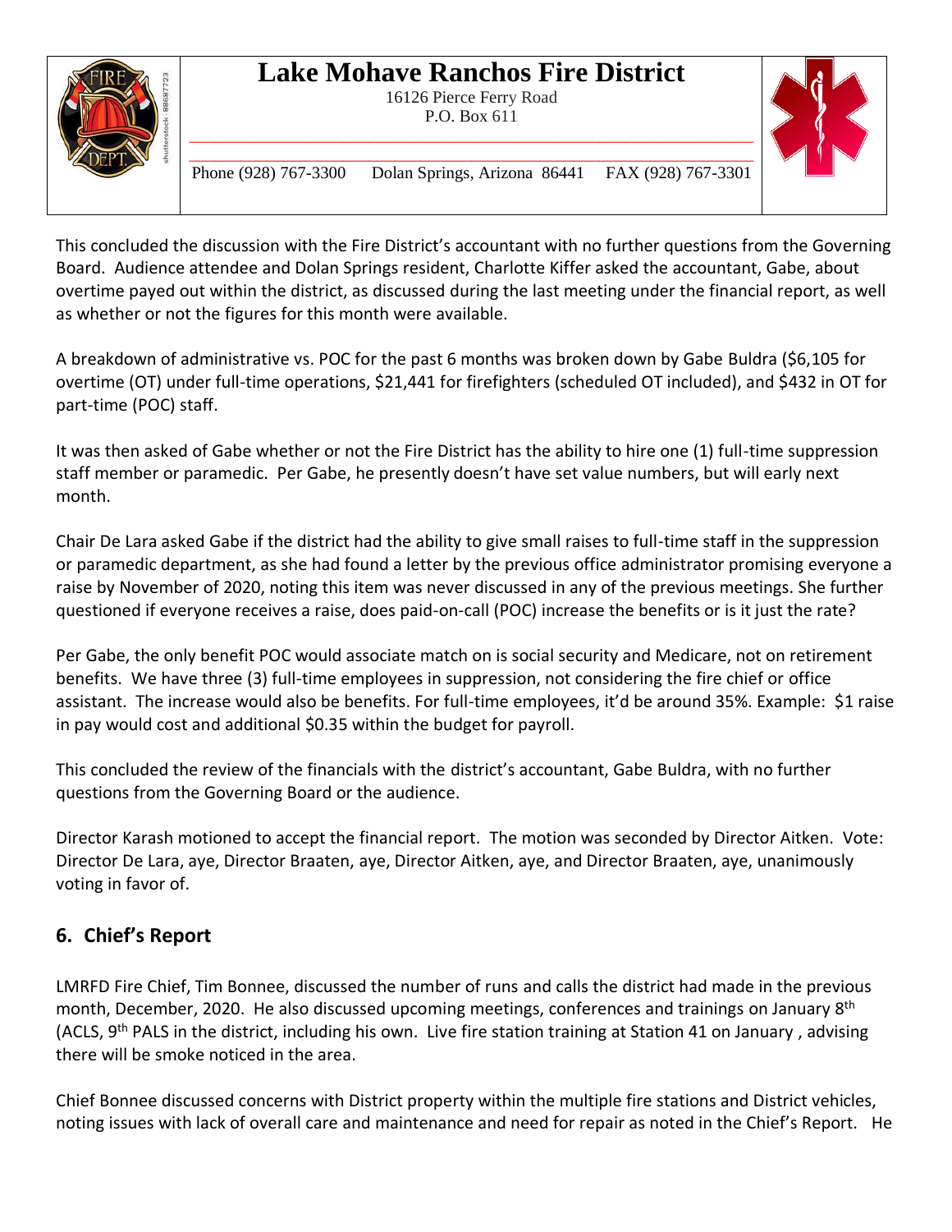This concluded the discussion with the Fire District's accountant with no further questions from the Governing Board. Audience attendee and Dolan Springs resident, Charlotte Kiffer asked the accountant, Gabe, about overtime payed out within the district, as discussed during the last meeting under the financial report, as well as whether or not the figures for this month were available.

A breakdown of administrative vs. POC for the past 6 months was broken down by Gabe Buldra ($6,105 for overtime (OT) under full-time operations, $21,441 for firefighters (scheduled OT included), and $432 in OT for part-time (POC) staff.

It was then asked of Gabe whether or not the Fire District has the ability to hire one (1) full-time suppression staff member or paramedic. Per Gabe, he presently doesn't have set value numbers, but will early next month.

Chair De Lara asked Gabe if the district had the ability to give small raises to full-time staff in the suppression or paramedic department, as she had found a letter by the previous office administrator promising everyone a raise by November of 2020, noting this item was never discussed in any of the previous meetings. She further questioned if everyone receives a raise, does paid-on-call (POC) increase the benefits or is it just the rate?

Per Gabe, the only benefit POC would associate match on is social security and Medicare, not on retirement benefits. We have three (3) full-time employees in suppression, not considering the fire chief or office assistant. The increase would also be benefits. For full-time employees, it'd be around 35%. Example: $1 raise in pay would cost and additional $0.35 within the budget for payroll.

This concluded the review of the financials with the district's accountant, Gabe Buldra, with no further questions from the Governing Board or the audience.

Director Karash motioned to accept the financial report. The motion was seconded by Director Aitken. Vote: Director De Lara, aye, Director Braaten, aye, Director Aitken, aye, and Director Braaten, aye, unanimously voting in favor of.

## 6. Chief's Report

LMRFD Fire Chief, Tim Bonnee, discussed the number of runs and calls the district had made in the previous month, December, 2020. He also discussed upcoming meetings, conferences and trainings on January 8th (ACLS, 9th PALS in the district, including his own. Live fire station training at Station 41 on January , advising there will be smoke noticed in the area.

Chief Bonnee discussed concerns with District property within the multiple fire stations and District vehicles, noting issues with lack of overall care and maintenance and need for repair as noted in the Chief's Report. He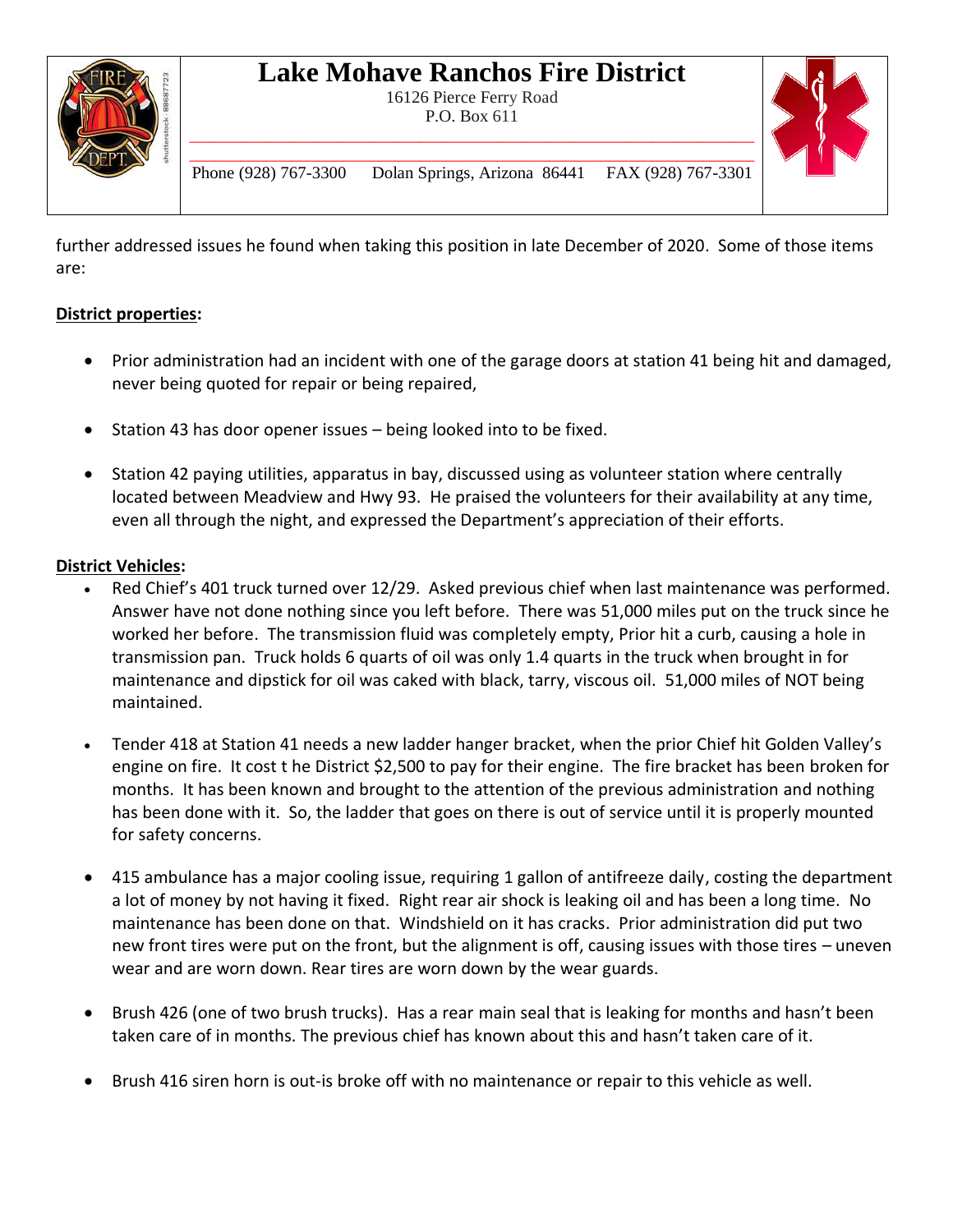further addressed issues he found when taking this position in late December of 2020. Some of those items are:

**District properties:**

- Prior administration had an incident with one of the garage doors at station 41 being hit and damaged, never being quoted for repair or being repaired,
- Station 43 has door opener issues – being looked into to be fixed.
- Station 42 paying utilities, apparatus in bay, discussed using as volunteer station where centrally located between Meadview and Hwy 93. He praised the volunteers for their availability at any time, even all through the night, and expressed the Department's appreciation of their efforts.

**District Vehicles:**

- Red Chief's 401 truck turned over 12/29. Asked previous chief when last maintenance was performed. Answer have not done nothing since you left before. There was 51,000 miles put on the truck since he worked her before. The transmission fluid was completely empty, Prior hit a curb, causing a hole in transmission pan. Truck holds 6 quarts of oil was only 1.4 quarts in the truck when brought in for maintenance and dipstick for oil was caked with black, tarry, viscous oil. 51,000 miles of NOT being maintained.
- Tender 418 at Station 41 needs a new ladder hanger bracket, when the prior Chief hit Golden Valley's engine on fire. It cost t he District $2,500 to pay for their engine. The fire bracket has been broken for months. It has been known and brought to the attention of the previous administration and nothing has been done with it. So, the ladder that goes on there is out of service until it is properly mounted for safety concerns.
- 415 ambulance has a major cooling issue, requiring 1 gallon of antifreeze daily, costing the department a lot of money by not having it fixed. Right rear air shock is leaking oil and has been a long time. No maintenance has been done on that. Windshield on it has cracks. Prior administration did put two new front tires were put on the front, but the alignment is off, causing issues with those tires – uneven wear and are worn down. Rear tires are worn down by the wear guards.
- Brush 426 (one of two brush trucks). Has a rear main seal that is leaking for months and hasn't been taken care of in months. The previous chief has known about this and hasn't taken care of it.
- Brush 416 siren horn is out-is broke off with no maintenance or repair to this vehicle as well.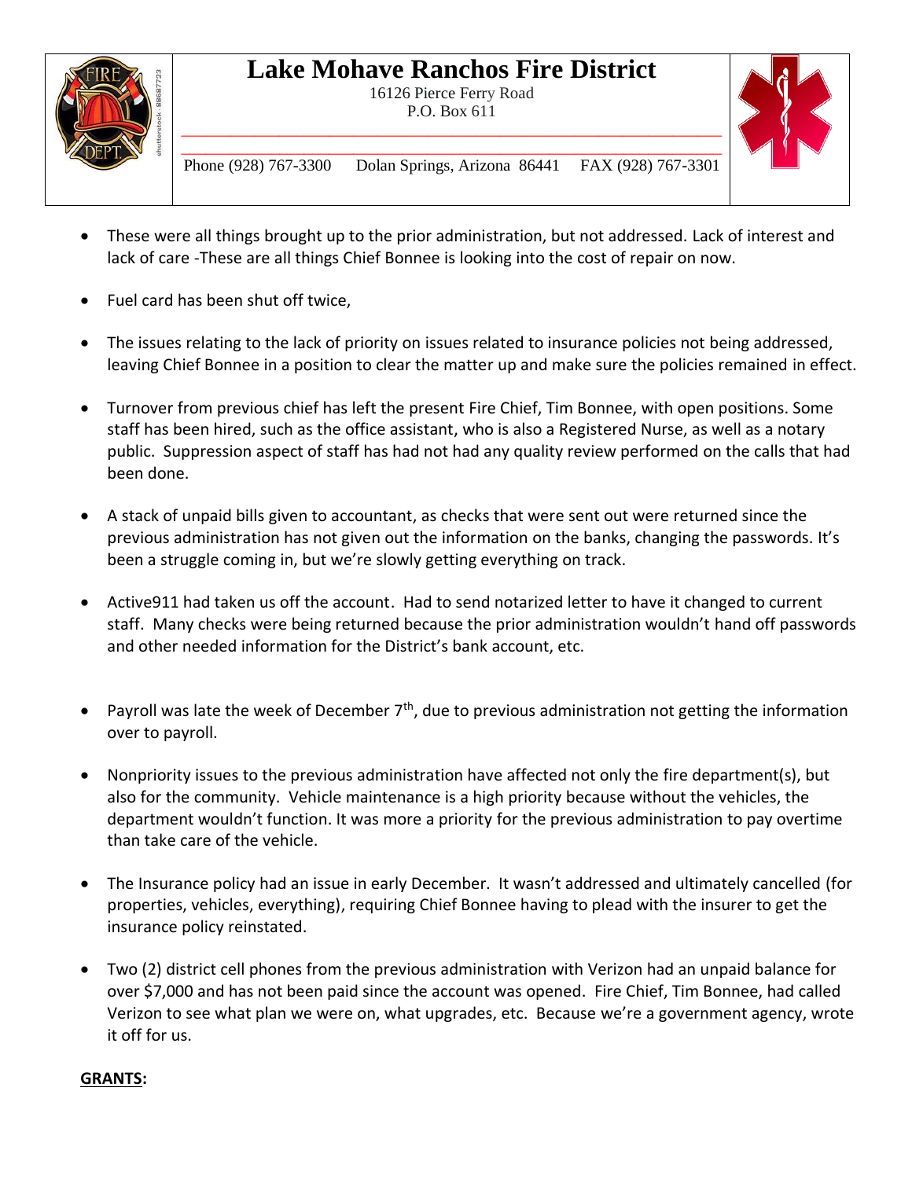- These were all things brought up to the prior administration, but not addressed. Lack of interest and lack of care -These are all things Chief Bonnee is looking into the cost of repair on now.

- Fuel card has been shut off twice,

- The issues relating to the lack of priority on issues related to insurance policies not being addressed, leaving Chief Bonnee in a position to clear the matter up and make sure the policies remained in effect.

- Turnover from previous chief has left the present Fire Chief, Tim Bonnee, with open positions. Some staff has been hired, such as the office assistant, who is also a Registered Nurse, as well as a notary public. Suppression aspect of staff has had not had any quality review performed on the calls that had been done.

- A stack of unpaid bills given to accountant, as checks that were sent out were returned since the previous administration has not given out the information on the banks, changing the passwords. It's been a struggle coming in, but we're slowly getting everything on track.

- Active911 had taken us off the account. Had to send notarized letter to have it changed to current staff. Many checks were being returned because the prior administration wouldn't hand off passwords and other needed information for the District's bank account, etc.

- Payroll was late the week of December 7th, due to previous administration not getting the information over to payroll.

- Nonpriority issues to the previous administration have affected not only the fire department(s), but also for the community. Vehicle maintenance is a high priority because without the vehicles, the department wouldn't function. It was more a priority for the previous administration to pay overtime than take care of the vehicle.

- The Insurance policy had an issue in early December. It wasn't addressed and ultimately cancelled (for properties, vehicles, everything), requiring Chief Bonnee having to plead with the insurer to get the insurance policy reinstated.

- Two (2) district cell phones from the previous administration with Verizon had an unpaid balance for over $7,000 and has not been paid since the account was opened. Fire Chief, Tim Bonnee, had called Verizon to see what plan we were on, what upgrades, etc. Because we're a government agency, wrote it off for us.

**GRANTS:**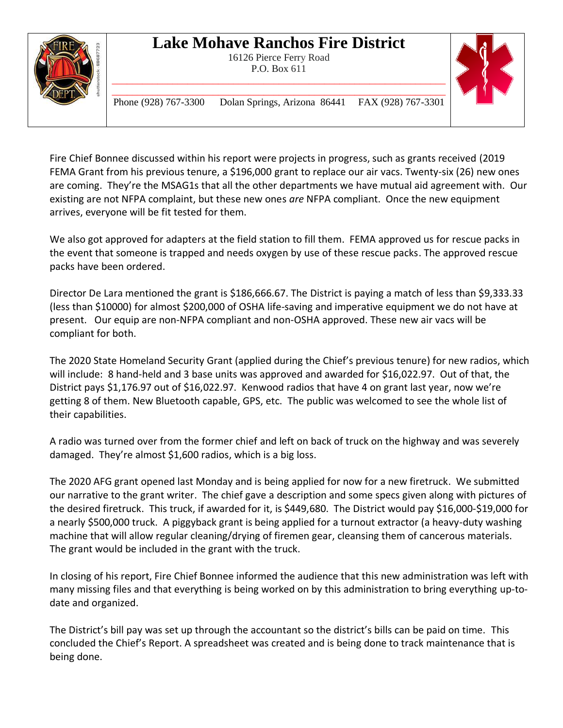# Lake Mohave Ranchos Fire District

16126 Pierce Ferry Road
P.O. Box 611

Phone (928) 767-3300 Dolan Springs, Arizona 86441 FAX (928) 767-3301

Fire Chief Bonnee discussed within his report were projects in progress, such as grants received (2019 FEMA Grant from his previous tenure, a $196,000 grant to replace our air vacs. Twenty-six (26) new ones are coming. They're the MSAG1s that all the other departments we have mutual aid agreement with. Our existing are not NFPA complaint, but these new ones *are* NFPA compliant. Once the new equipment arrives, everyone will be fit tested for them.

We also got approved for adapters at the field station to fill them. FEMA approved us for rescue packs in the event that someone is trapped and needs oxygen by use of these rescue packs. The approved rescue packs have been ordered.

Director De Lara mentioned the grant is $186,666.67. The District is paying a match of less than $9,333.33 (less than $10000) for almost $200,000 of OSHA life-saving and imperative equipment we do not have at present. Our equip are non-NFPA compliant and non-OSHA approved. These new air vacs will be compliant for both.

The 2020 State Homeland Security Grant (applied during the Chief's previous tenure) for new radios, which will include: 8 hand-held and 3 base units was approved and awarded for $16,022.97. Out of that, the District pays $1,176.97 out of $16,022.97. Kenwood radios that have 4 on grant last year, now we're getting 8 of them. New Bluetooth capable, GPS, etc. The public was welcomed to see the whole list of their capabilities.

A radio was turned over from the former chief and left on back of truck on the highway and was severely damaged. They're almost $1,600 radios, which is a big loss.

The 2020 AFG grant opened last Monday and is being applied for now for a new firetruck. We submitted our narrative to the grant writer. The chief gave a description and some specs given along with pictures of the desired firetruck. This truck, if awarded for it, is $449,680. The District would pay $16,000-$19,000 for a nearly $500,000 truck. A piggyback grant is being applied for a turnout extractor (a heavy-duty washing machine that will allow regular cleaning/drying of firemen gear, cleansing them of cancerous materials. The grant would be included in the grant with the truck.

In closing of his report, Fire Chief Bonnee informed the audience that this new administration was left with many missing files and that everything is being worked on by this administration to bring everything up-to-date and organized.

The District's bill pay was set up through the accountant so the district's bills can be paid on time. This concluded the Chief's Report. A spreadsheet was created and is being done to track maintenance that is being done.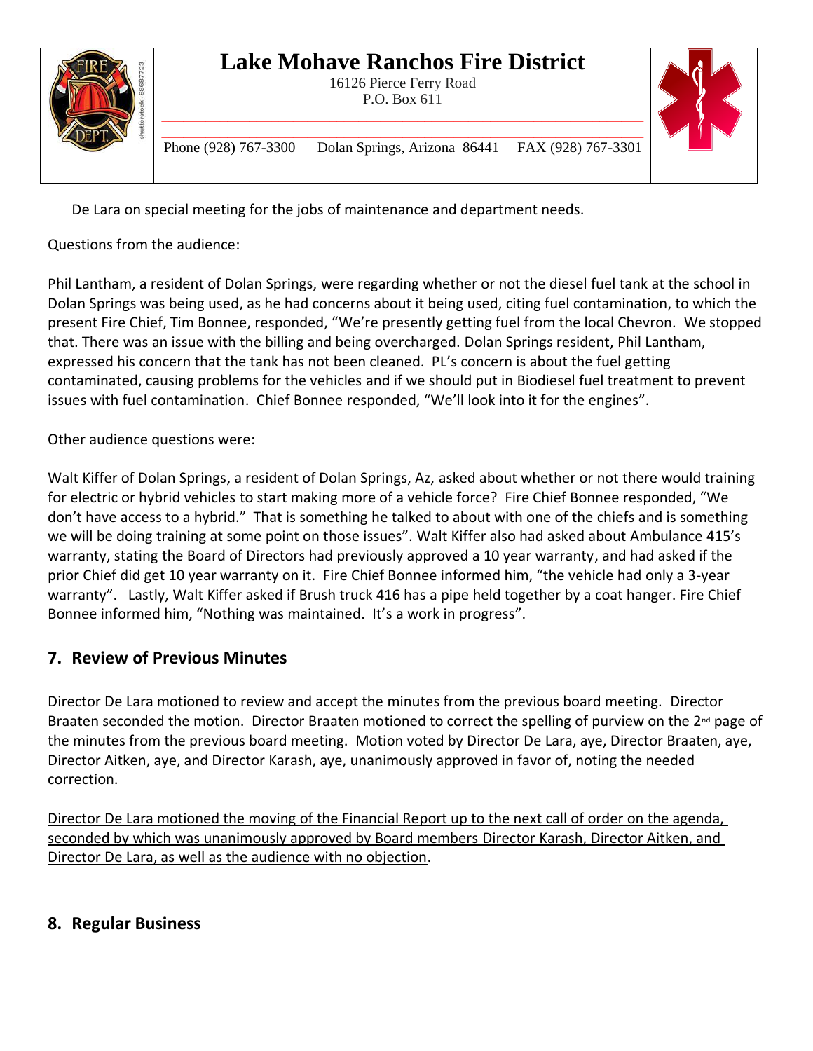De Lara on special meeting for the jobs of maintenance and department needs.

Questions from the audience:

Phil Lantham, a resident of Dolan Springs, were regarding whether or not the diesel fuel tank at the school in Dolan Springs was being used, as he had concerns about it being used, citing fuel contamination, to which the present Fire Chief, Tim Bonnee, responded, "We're presently getting fuel from the local Chevron. We stopped that. There was an issue with the billing and being overcharged. Dolan Springs resident, Phil Lantham, expressed his concern that the tank has not been cleaned. PL's concern is about the fuel getting contaminated, causing problems for the vehicles and if we should put in Biodiesel fuel treatment to prevent issues with fuel contamination. Chief Bonnee responded, "We'll look into it for the engines".

Other audience questions were:

Walt Kiffer of Dolan Springs, a resident of Dolan Springs, Az, asked about whether or not there would training for electric or hybrid vehicles to start making more of a vehicle force? Fire Chief Bonnee responded, "We don't have access to a hybrid." That is something he talked to about with one of the chiefs and is something we will be doing training at some point on those issues". Walt Kiffer also had asked about Ambulance 415's warranty, stating the Board of Directors had previously approved a 10 year warranty, and had asked if the prior Chief did get 10 year warranty on it. Fire Chief Bonnee informed him, "the vehicle had only a 3-year warranty". Lastly, Walt Kiffer asked if Brush truck 416 has a pipe held together by a coat hanger. Fire Chief Bonnee informed him, "Nothing was maintained. It's a work in progress".

## 7. Review of Previous Minutes

Director De Lara motioned to review and accept the minutes from the previous board meeting. Director Braaten seconded the motion. Director Braaten motioned to correct the spelling of purview on the 2nd page of the minutes from the previous board meeting. Motion voted by Director De Lara, aye, Director Braaten, aye, Director Aitken, aye, and Director Karash, aye, unanimously approved in favor of, noting the needed correction.

Director De Lara motioned the moving of the Financial Report up to the next call of order on the agenda, seconded by which was unanimously approved by Board members Director Karash, Director Aitken, and Director De Lara, as well as the audience with no objection.

## 8. Regular Business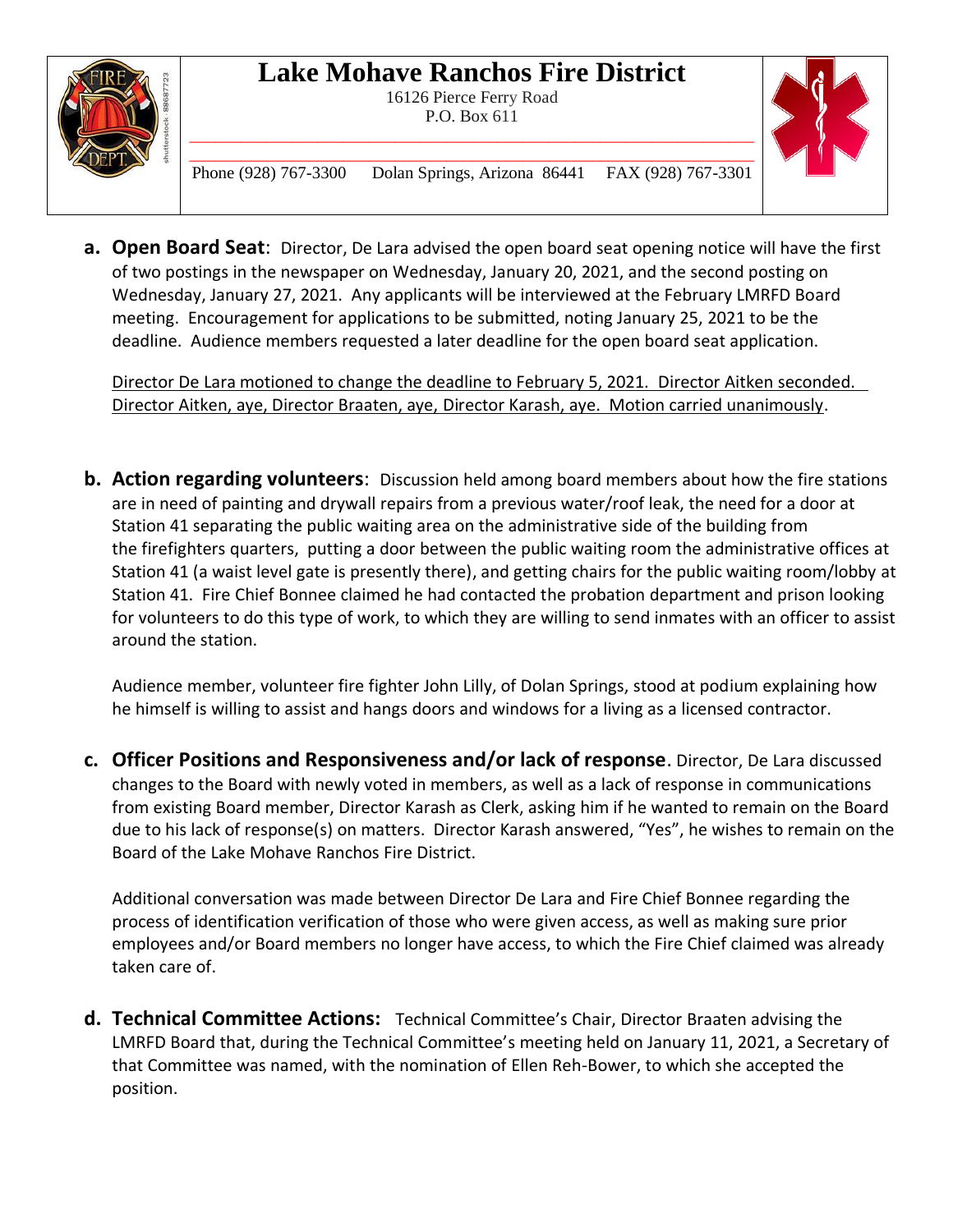**Lake Mohave Ranchos Fire District**

16126 Pierce Ferry Road
P.O. Box 611

Phone (928) 767-3300 Dolan Springs, Arizona 86441 FAX (928) 767-3301

**a. Open Board Seat**: Director, De Lara advised the open board seat opening notice will have the first of two postings in the newspaper on Wednesday, January 20, 2021, and the second posting on Wednesday, January 27, 2021. Any applicants will be interviewed at the February LMRFD Board meeting. Encouragement for applications to be submitted, noting January 25, 2021 to be the deadline. Audience members requested a later deadline for the open board seat application.

Director De Lara motioned to change the deadline to February 5, 2021. Director Aitken seconded. Director Aitken, aye, Director Braaten, aye, Director Karash, aye. Motion carried unanimously.

**b. Action regarding volunteers**: Discussion held among board members about how the fire stations are in need of painting and drywall repairs from a previous water/roof leak, the need for a door at Station 41 separating the public waiting area on the administrative side of the building from the firefighters quarters, putting a door between the public waiting room the administrative offices at Station 41 (a waist level gate is presently there), and getting chairs for the public waiting room/lobby at Station 41. Fire Chief Bonnee claimed he had contacted the probation department and prison looking for volunteers to do this type of work, to which they are willing to send inmates with an officer to assist around the station.

Audience member, volunteer fire fighter John Lilly, of Dolan Springs, stood at podium explaining how he himself is willing to assist and hangs doors and windows for a living as a licensed contractor.

**c. Officer Positions and Responsiveness and/or lack of response**. Director, De Lara discussed changes to the Board with newly voted in members, as well as a lack of response in communications from existing Board member, Director Karash as Clerk, asking him if he wanted to remain on the Board due to his lack of response(s) on matters. Director Karash answered, "Yes", he wishes to remain on the Board of the Lake Mohave Ranchos Fire District.

Additional conversation was made between Director De Lara and Fire Chief Bonnee regarding the process of identification verification of those who were given access, as well as making sure prior employees and/or Board members no longer have access, to which the Fire Chief claimed was already taken care of.

**d. Technical Committee Actions:** Technical Committee's Chair, Director Braaten advising the LMRFD Board that, during the Technical Committee's meeting held on January 11, 2021, a Secretary of that Committee was named, with the nomination of Ellen Reh-Bower, to which she accepted the position.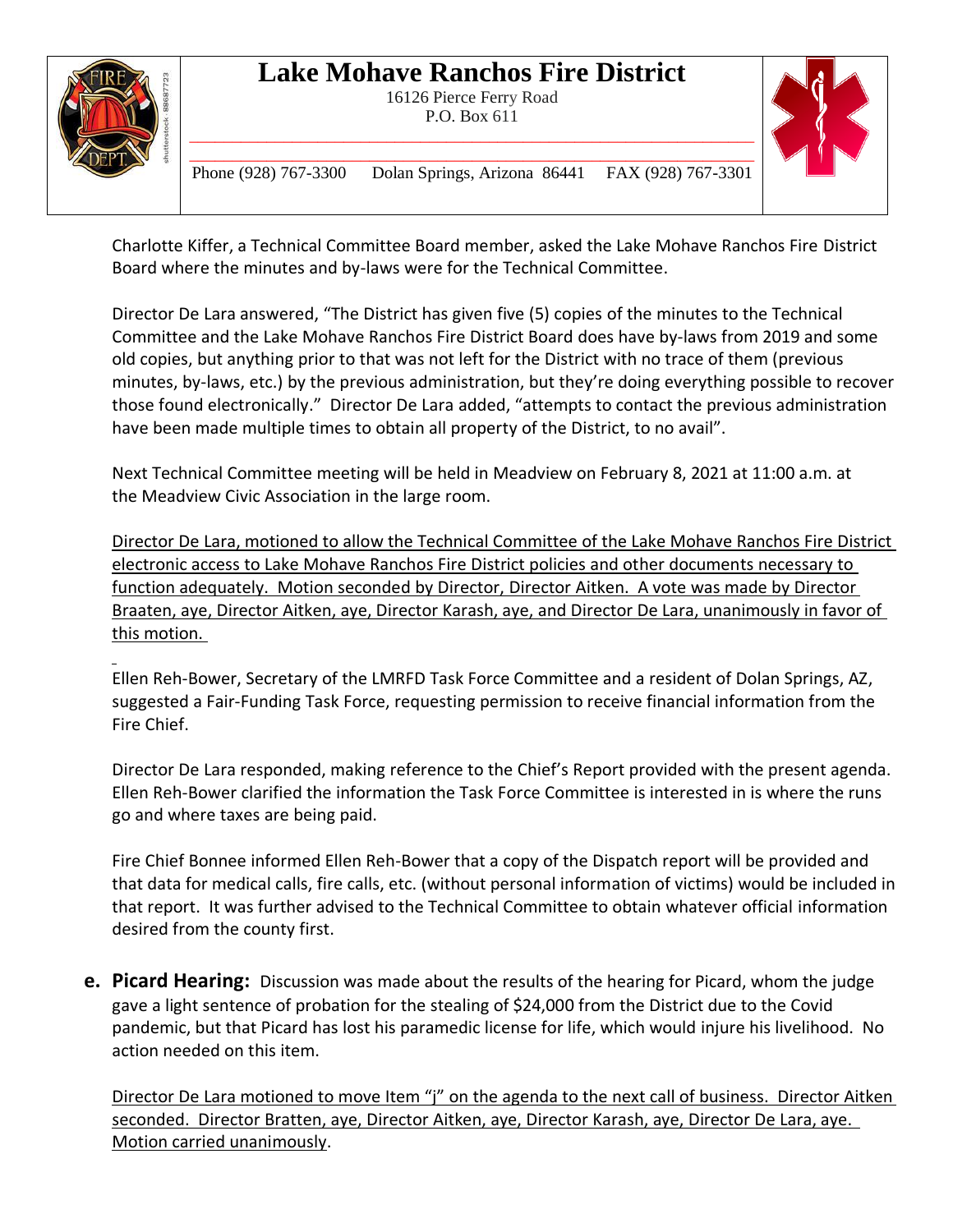Charlotte Kiffer, a Technical Committee Board member, asked the Lake Mohave Ranchos Fire District Board where the minutes and by-laws were for the Technical Committee.

Director De Lara answered, "The District has given five (5) copies of the minutes to the Technical Committee and the Lake Mohave Ranchos Fire District Board does have by-laws from 2019 and some old copies, but anything prior to that was not left for the District with no trace of them (previous minutes, by-laws, etc.) by the previous administration, but they're doing everything possible to recover those found electronically." Director De Lara added, "attempts to contact the previous administration have been made multiple times to obtain all property of the District, to no avail".

Next Technical Committee meeting will be held in Meadview on February 8, 2021 at 11:00 a.m. at the Meadview Civic Association in the large room.

<u>Director De Lara, motioned to allow the Technical Committee of the Lake Mohave Ranchos Fire District electronic access to Lake Mohave Ranchos Fire District policies and other documents necessary to function adequately. Motion seconded by Director, Director Aitken. A vote was made by Director Braaten, aye, Director Aitken, aye, Director Karash, aye, and Director De Lara, unanimously in favor of this motion.</u>

Ellen Reh-Bower, Secretary of the LMRFD Task Force Committee and a resident of Dolan Springs, AZ, suggested a Fair-Funding Task Force, requesting permission to receive financial information from the Fire Chief.

Director De Lara responded, making reference to the Chief's Report provided with the present agenda. Ellen Reh-Bower clarified the information the Task Force Committee is interested in is where the runs go and where taxes are being paid.

Fire Chief Bonnee informed Ellen Reh-Bower that a copy of the Dispatch report will be provided and that data for medical calls, fire calls, etc. (without personal information of victims) would be included in that report. It was further advised to the Technical Committee to obtain whatever official information desired from the county first.

**e. Picard Hearing:** Discussion was made about the results of the hearing for Picard, whom the judge gave a light sentence of probation for the stealing of $24,000 from the District due to the Covid pandemic, but that Picard has lost his paramedic license for life, which would injure his livelihood. No action needed on this item.

<u>Director De Lara motioned to move Item "j" on the agenda to the next call of business. Director Aitken seconded. Director Bratten, aye, Director Aitken, aye, Director Karash, aye, Director De Lara, aye. Motion carried unanimously</u>.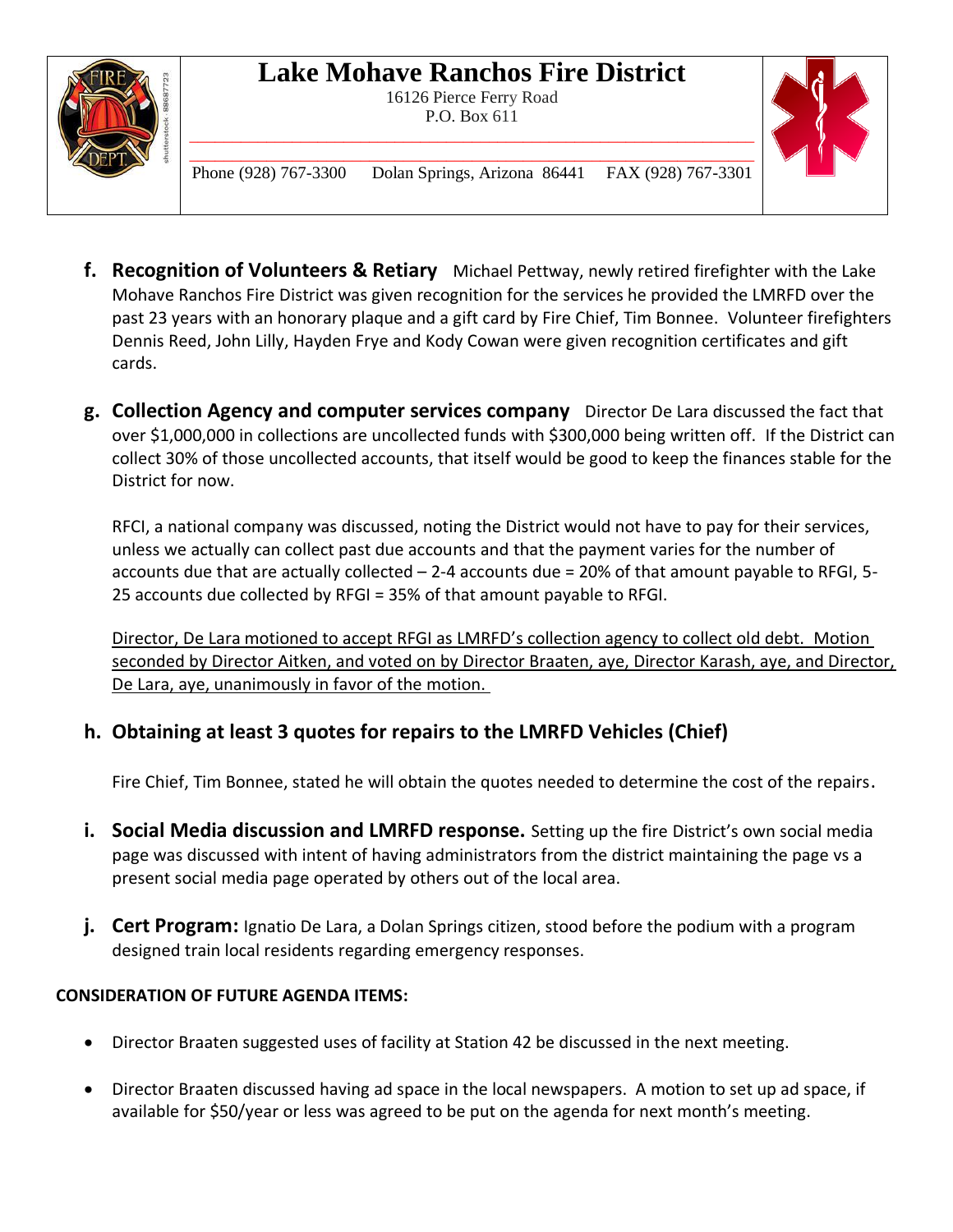# Lake Mohave Ranchos Fire District

16126 Pierce Ferry Road
P.O. Box 611

Phone (928) 767-3300    Dolan Springs, Arizona 86441    FAX (928) 767-3301

f. **Recognition of Volunteers & Retiary** Michael Pettway, newly retired firefighter with the Lake Mohave Ranchos Fire District was given recognition for the services he provided the LMRFD over the past 23 years with an honorary plaque and a gift card by Fire Chief, Tim Bonnee. Volunteer firefighters Dennis Reed, John Lilly, Hayden Frye and Kody Cowan were given recognition certificates and gift cards.

g. **Collection Agency and computer services company** Director De Lara discussed the fact that over $1,000,000 in collections are uncollected funds with $300,000 being written off. If the District can collect 30% of those uncollected accounts, that itself would be good to keep the finances stable for the District for now.

   RFCI, a national company was discussed, noting the District would not have to pay for their services, unless we actually can collect past due accounts and that the payment varies for the number of accounts due that are actually collected – 2-4 accounts due = 20% of that amount payable to RFGI, 5-25 accounts due collected by RFGI = 35% of that amount payable to RFGI.

   <u>Director, De Lara motioned to accept RFGI as LMRFD's collection agency to collect old debt. Motion seconded by Director Aitken, and voted on by Director Braaten, aye, Director Karash, aye, and Director, De Lara, aye, unanimously in favor of the motion.</u>

h. **Obtaining at least 3 quotes for repairs to the LMRFD Vehicles (Chief)**

   Fire Chief, Tim Bonnee, stated he will obtain the quotes needed to determine the cost of the repairs.

i. **Social Media discussion and LMRFD response.** Setting up the fire District's own social media page was discussed with intent of having administrators from the district maintaining the page vs a present social media page operated by others out of the local area.

j. **Cert Program:** Ignatio De Lara, a Dolan Springs citizen, stood before the podium with a program designed train local residents regarding emergency responses.

**CONSIDERATION OF FUTURE AGENDA ITEMS:**

- Director Braaten suggested uses of facility at Station 42 be discussed in the next meeting.
- Director Braaten discussed having ad space in the local newspapers. A motion to set up ad space, if available for $50/year or less was agreed to be put on the agenda for next month's meeting.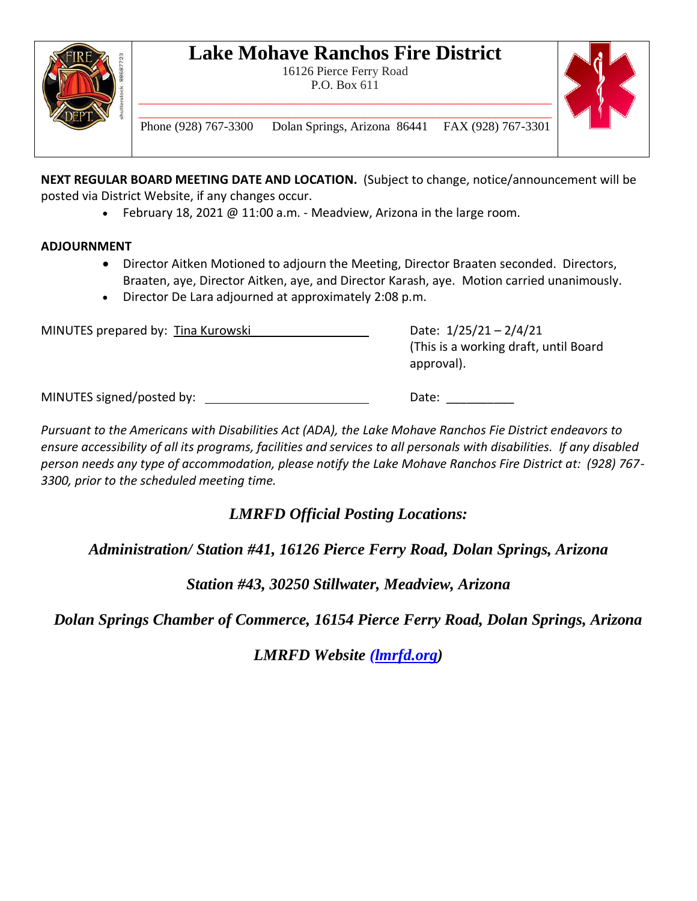# Lake Mohave Ranchos Fire District

16126 Pierce Ferry Road
P.O. Box 611

Phone (928) 767-3300 Dolan Springs, Arizona 86441 FAX (928) 767-3301

**NEXT REGULAR BOARD MEETING DATE AND LOCATION.** (Subject to change, notice/announcement will be posted via District Website, if any changes occur.

- February 18, 2021 @ 11:00 a.m. - Meadview, Arizona in the large room.

**ADJOURNMENT**

- Director Aitken Motioned to adjourn the Meeting, Director Braaten seconded. Directors, Braaten, aye, Director Aitken, aye, and Director Karash, aye. Motion carried unanimously.
- Director De Lara adjourned at approximately 2:08 p.m.

MINUTES prepared by: Tina Kurowski

Date: 1/25/21 – 2/4/21
(This is a working draft, until Board approval).

MINUTES signed/posted by: ____________________

Date: __________

*Pursuant to the Americans with Disabilities Act (ADA), the Lake Mohave Ranchos Fie District endeavors to ensure accessibility of all its programs, facilities and services to all personals with disabilities. If any disabled person needs any type of accommodation, please notify the Lake Mohave Ranchos Fire District at: (928) 767-3300, prior to the scheduled meeting time.*

***LMRFD Official Posting Locations:***

***Administration/ Station #41, 16126 Pierce Ferry Road, Dolan Springs, Arizona***

***Station #43, 30250 Stillwater, Meadview, Arizona***

***Dolan Springs Chamber of Commerce, 16154 Pierce Ferry Road, Dolan Springs, Arizona***

***LMRFD Website (lmrfd.org)***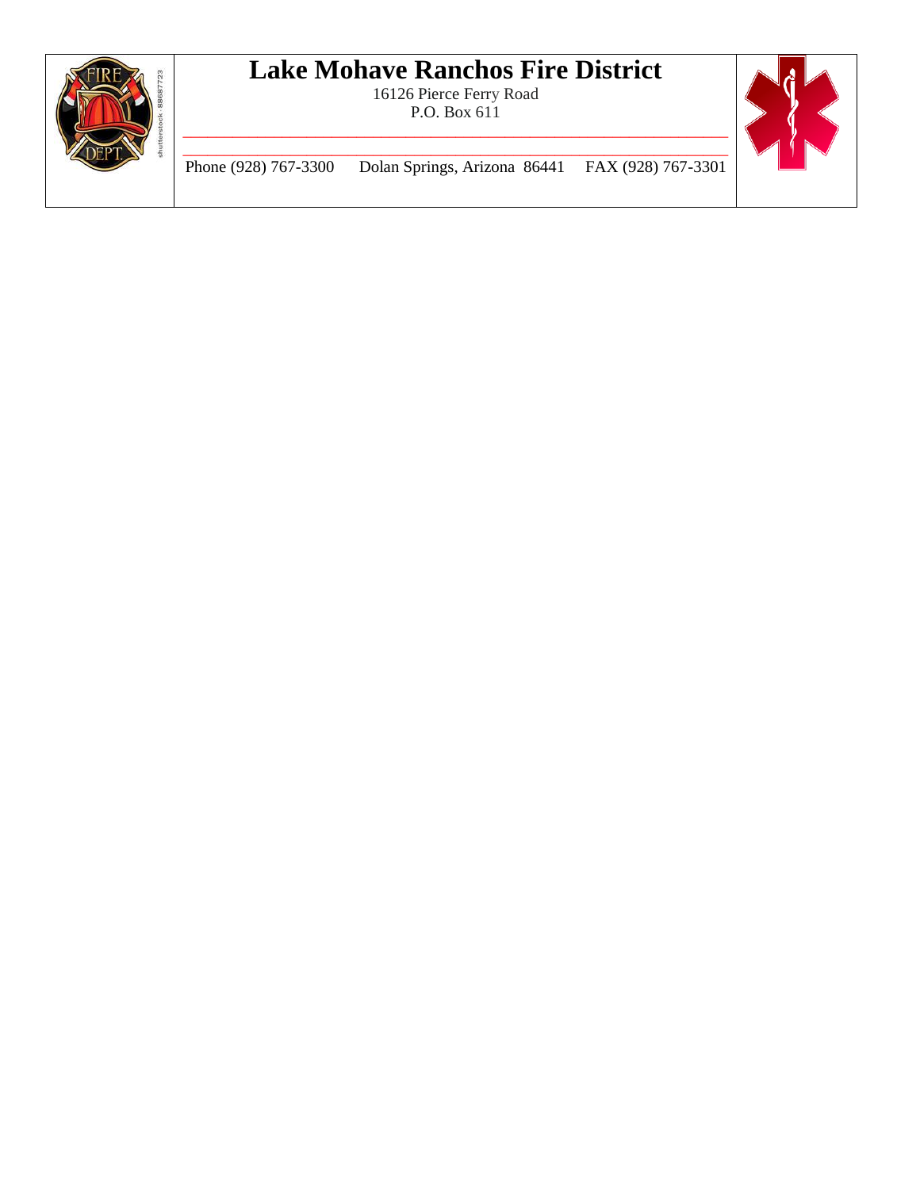# Lake Mohave Ranchos Fire District

16126 Pierce Ferry Road
P.O. Box 611

Phone (928) 767-3300 Dolan Springs, Arizona 86441 FAX (928) 767-3301